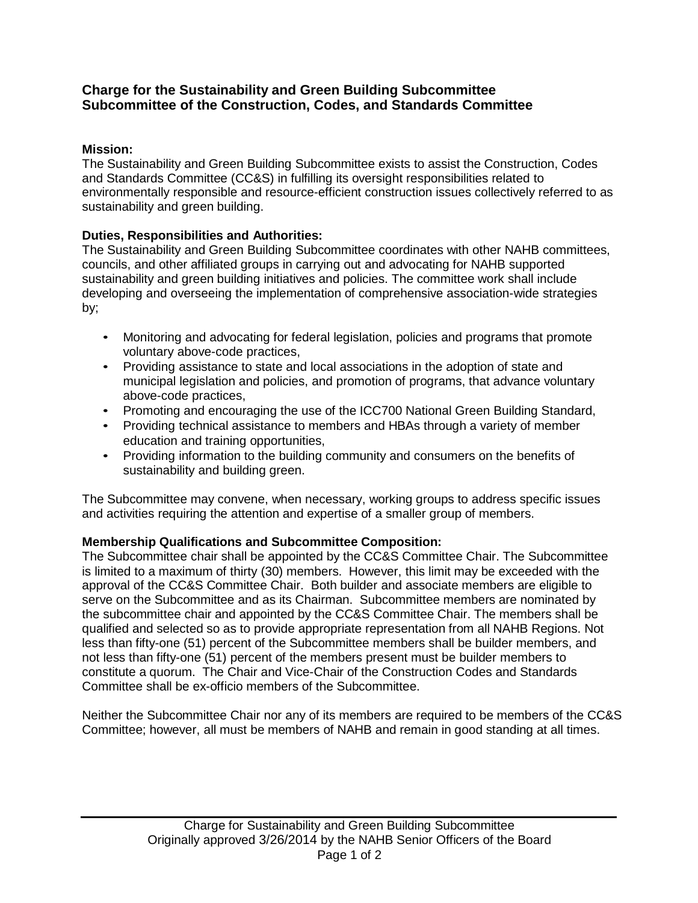# Charge for the Sustainability and Green Building Subcommittee
# Subcommittee of the Construction, Codes, and Standards Committee

**Mission:**
The Sustainability and Green Building Subcommittee exists to assist the Construction, Codes and Standards Committee (CC&S) in fulfilling its oversight responsibilities related to environmentally responsible and resource-efficient construction issues collectively referred to as sustainability and green building.

**Duties, Responsibilities and Authorities:**
The Sustainability and Green Building Subcommittee coordinates with other NAHB committees, councils, and other affiliated groups in carrying out and advocating for NAHB supported sustainability and green building initiatives and policies. The committee work shall include developing and overseeing the implementation of comprehensive association-wide strategies by;

- Monitoring and advocating for federal legislation, policies and programs that promote voluntary above-code practices,
- Providing assistance to state and local associations in the adoption of state and municipal legislation and policies, and promotion of programs, that advance voluntary above-code practices,
- Promoting and encouraging the use of the ICC700 National Green Building Standard,
- Providing technical assistance to members and HBAs through a variety of member education and training opportunities,
- Providing information to the building community and consumers on the benefits of sustainability and building green.

The Subcommittee may convene, when necessary, working groups to address specific issues and activities requiring the attention and expertise of a smaller group of members.

**Membership Qualifications and Subcommittee Composition:**
The Subcommittee chair shall be appointed by the CC&S Committee Chair. The Subcommittee is limited to a maximum of thirty (30) members. However, this limit may be exceeded with the approval of the CC&S Committee Chair. Both builder and associate members are eligible to serve on the Subcommittee and as its Chairman. Subcommittee members are nominated by the subcommittee chair and appointed by the CC&S Committee Chair. The members shall be qualified and selected so as to provide appropriate representation from all NAHB Regions. Not less than fifty-one (51) percent of the Subcommittee members shall be builder members, and not less than fifty-one (51) percent of the members present must be builder members to constitute a quorum. The Chair and Vice-Chair of the Construction Codes and Standards Committee shall be ex-officio members of the Subcommittee.

Neither the Subcommittee Chair nor any of its members are required to be members of the CC&S Committee; however, all must be members of NAHB and remain in good standing at all times.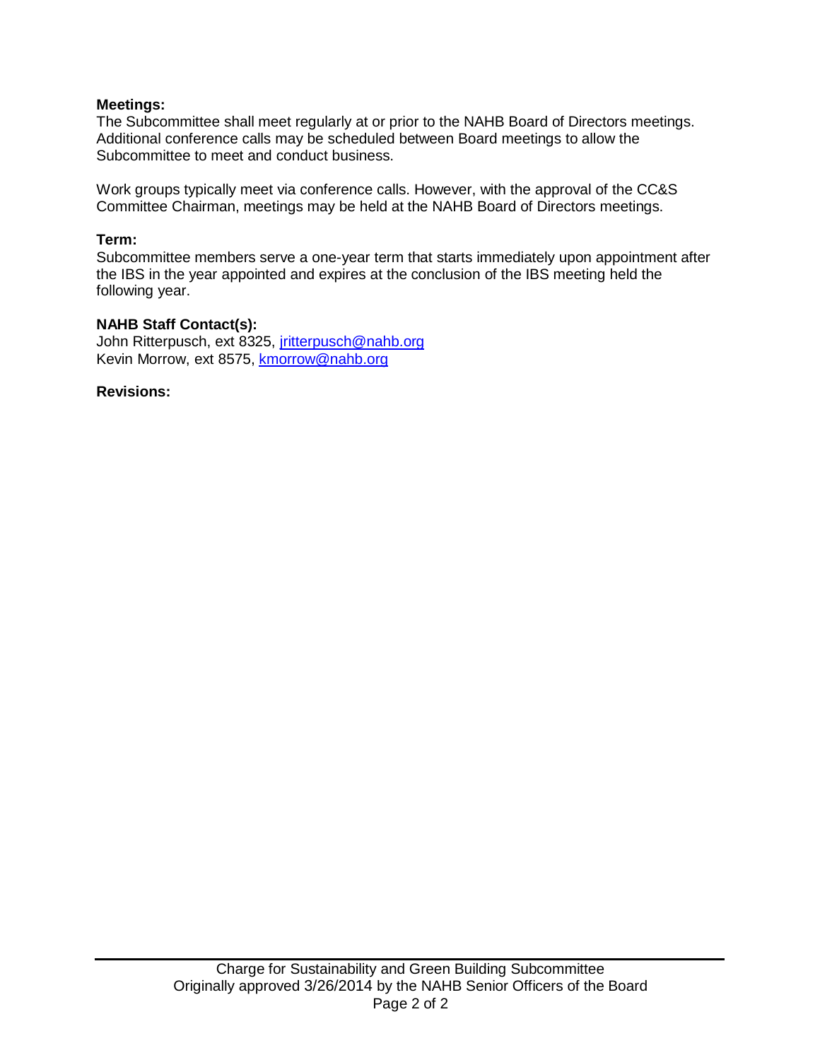**Meetings:**
The Subcommittee shall meet regularly at or prior to the NAHB Board of Directors meetings. Additional conference calls may be scheduled between Board meetings to allow the Subcommittee to meet and conduct business.

Work groups typically meet via conference calls. However, with the approval of the CC&S Committee Chairman, meetings may be held at the NAHB Board of Directors meetings.

**Term:**
Subcommittee members serve a one-year term that starts immediately upon appointment after the IBS in the year appointed and expires at the conclusion of the IBS meeting held the following year.

**NAHB Staff Contact(s):**
John Ritterpusch, ext 8325, jritterpusch@nahb.org
Kevin Morrow, ext 8575, kmorrow@nahb.org

**Revisions:**